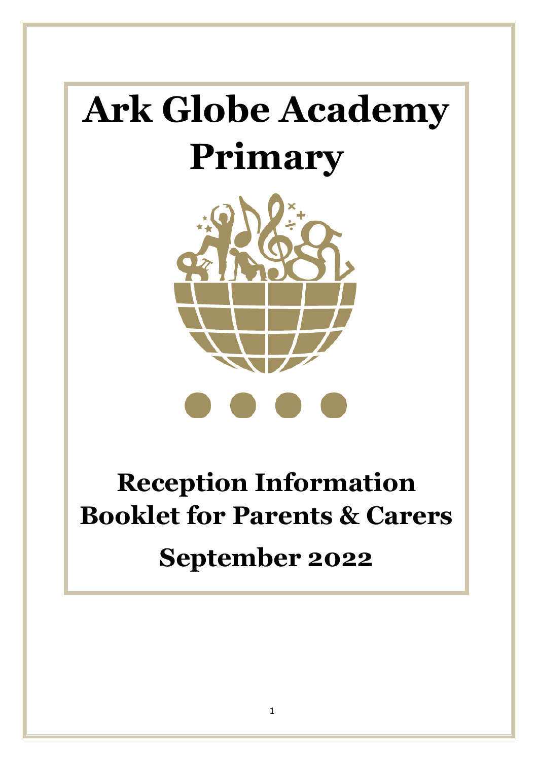# Ark Globe Academy Primary

## Reception Information Booklet for Parents & Carers

## September 2022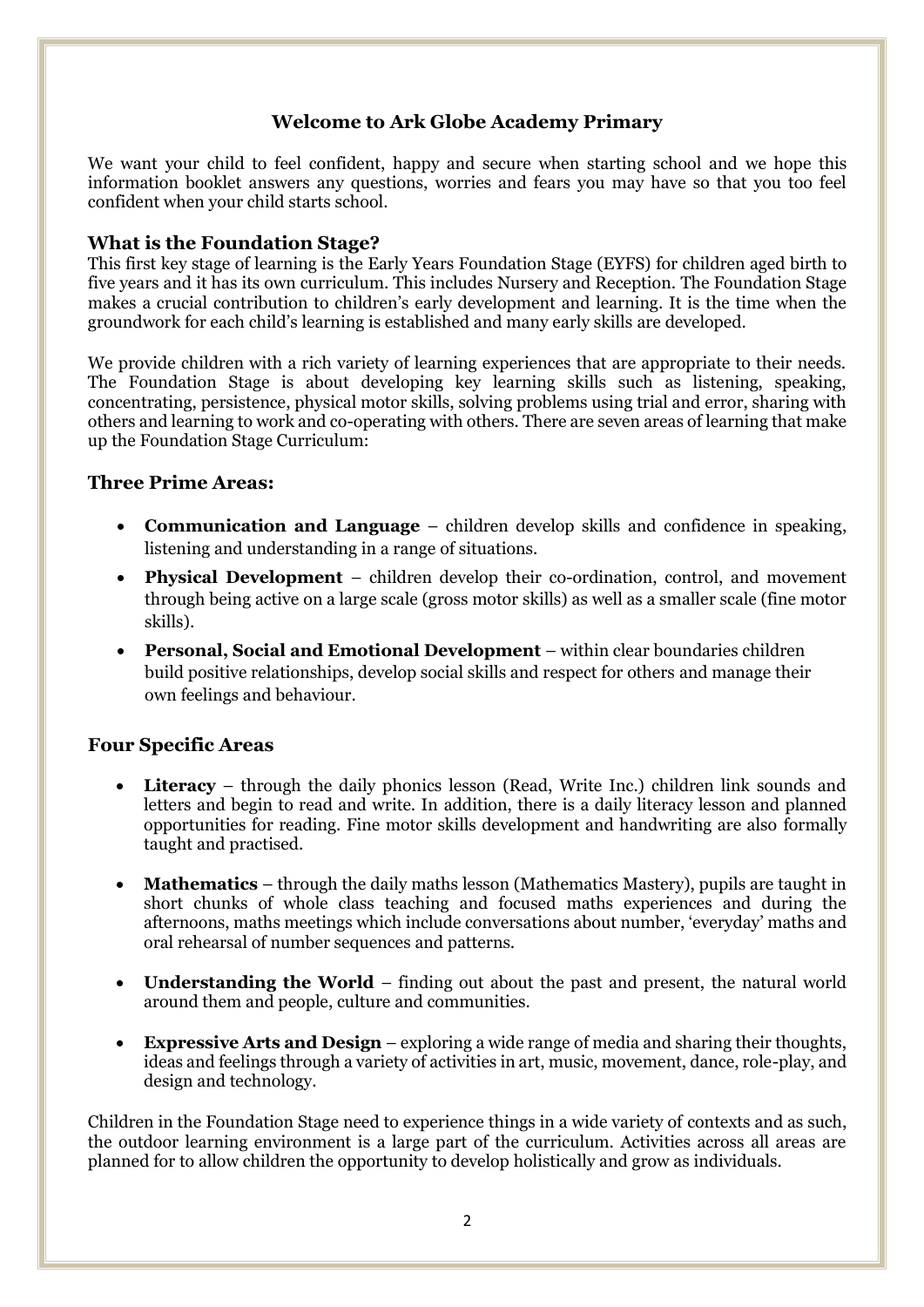# Welcome to Ark Globe Academy Primary

We want your child to feel confident, happy and secure when starting school and we hope this information booklet answers any questions, worries and fears you may have so that you too feel confident when your child starts school.

## What is the Foundation Stage?

This first key stage of learning is the Early Years Foundation Stage (EYFS) for children aged birth to five years and it has its own curriculum. This includes Nursery and Reception. The Foundation Stage makes a crucial contribution to children's early development and learning. It is the time when the groundwork for each child's learning is established and many early skills are developed.

We provide children with a rich variety of learning experiences that are appropriate to their needs. The Foundation Stage is about developing key learning skills such as listening, speaking, concentrating, persistence, physical motor skills, solving problems using trial and error, sharing with others and learning to work and co-operating with others. There are seven areas of learning that make up the Foundation Stage Curriculum:

## Three Prime Areas:

- **Communication and Language** – children develop skills and confidence in speaking, listening and understanding in a range of situations.
- **Physical Development** – children develop their co-ordination, control, and movement through being active on a large scale (gross motor skills) as well as a smaller scale (fine motor skills).
- **Personal, Social and Emotional Development** – within clear boundaries children build positive relationships, develop social skills and respect for others and manage their own feelings and behaviour.

## Four Specific Areas

- **Literacy** – through the daily phonics lesson (Read, Write Inc.) children link sounds and letters and begin to read and write. In addition, there is a daily literacy lesson and planned opportunities for reading. Fine motor skills development and handwriting are also formally taught and practised.
- **Mathematics** – through the daily maths lesson (Mathematics Mastery), pupils are taught in short chunks of whole class teaching and focused maths experiences and during the afternoons, maths meetings which include conversations about number, 'everyday' maths and oral rehearsal of number sequences and patterns.
- **Understanding the World** – finding out about the past and present, the natural world around them and people, culture and communities.
- **Expressive Arts and Design** – exploring a wide range of media and sharing their thoughts, ideas and feelings through a variety of activities in art, music, movement, dance, role-play, and design and technology.

Children in the Foundation Stage need to experience things in a wide variety of contexts and as such, the outdoor learning environment is a large part of the curriculum. Activities across all areas are planned for to allow children the opportunity to develop holistically and grow as individuals.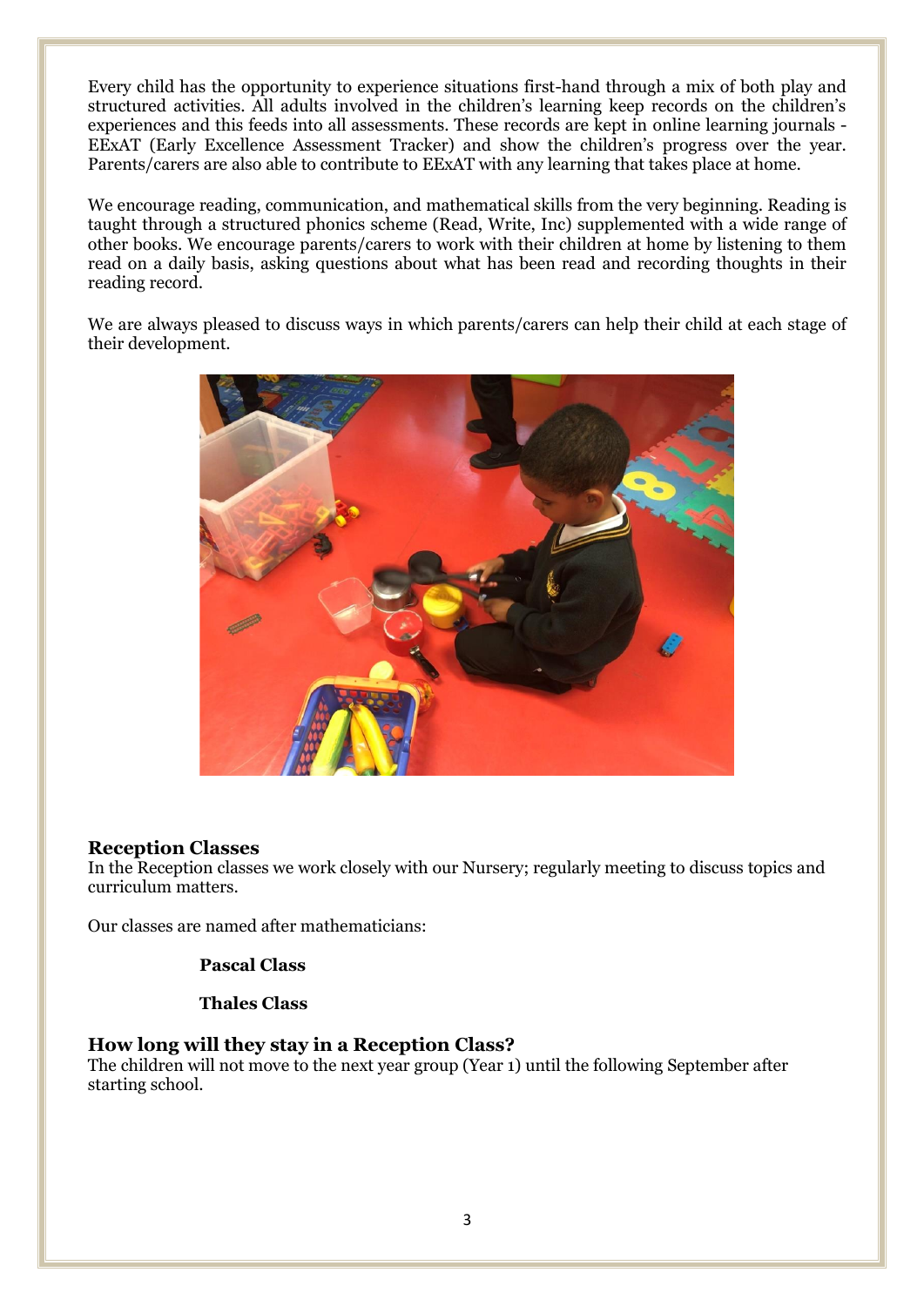Every child has the opportunity to experience situations first-hand through a mix of both play and structured activities. All adults involved in the children's learning keep records on the children's experiences and this feeds into all assessments. These records are kept in online learning journals - EExAT (Early Excellence Assessment Tracker) and show the children's progress over the year. Parents/carers are also able to contribute to EExAT with any learning that takes place at home.

We encourage reading, communication, and mathematical skills from the very beginning. Reading is taught through a structured phonics scheme (Read, Write, Inc) supplemented with a wide range of other books. We encourage parents/carers to work with their children at home by listening to them read on a daily basis, asking questions about what has been read and recording thoughts in their reading record.

We are always pleased to discuss ways in which parents/carers can help their child at each stage of their development.

## Reception Classes

In the Reception classes we work closely with our Nursery; regularly meeting to discuss topics and curriculum matters.

Our classes are named after mathematicians:

**Pascal Class**

**Thales Class**

## How long will they stay in a Reception Class?

The children will not move to the next year group (Year 1) until the following September after starting school.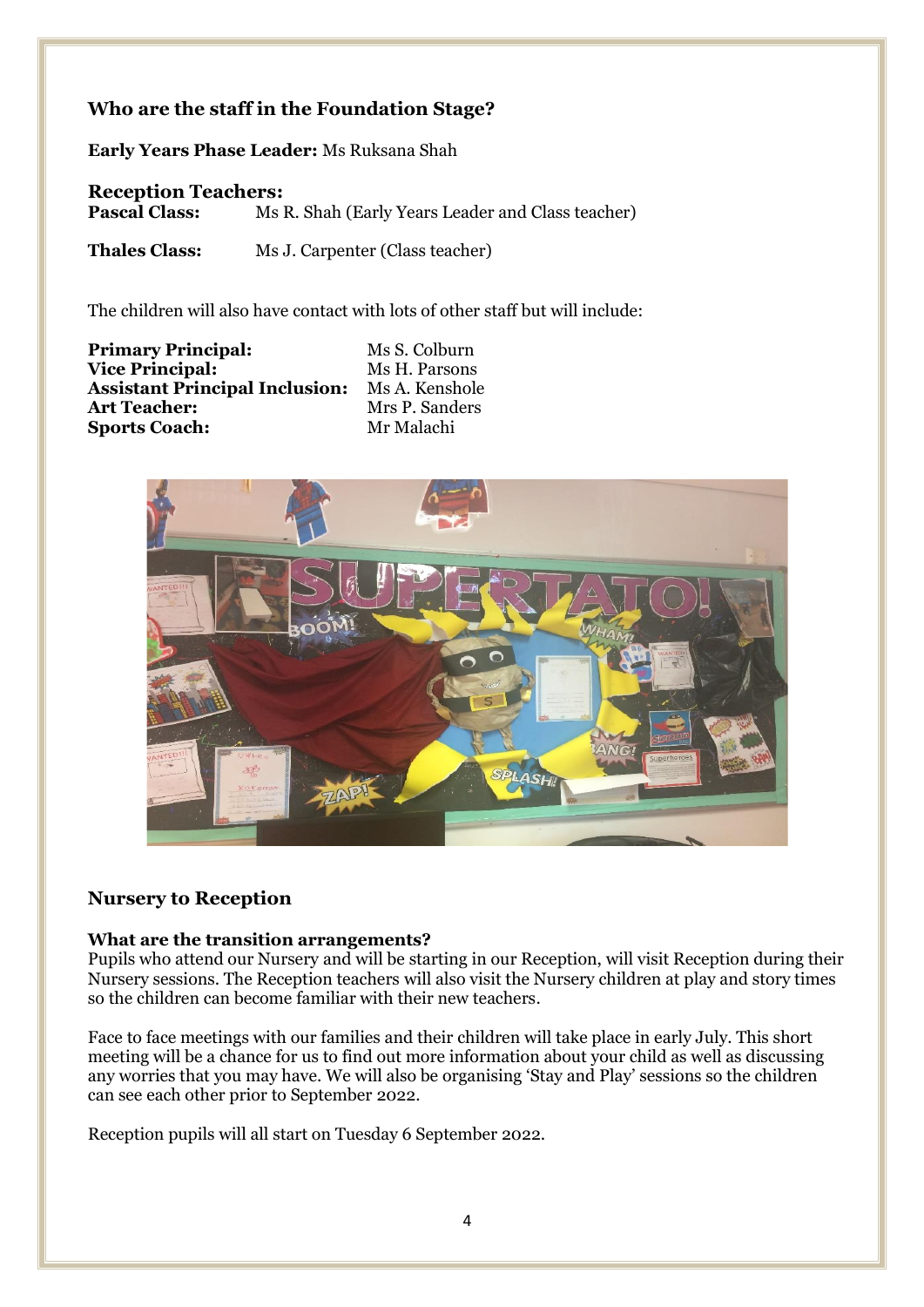## Who are the staff in the Foundation Stage?

**Early Years Phase Leader:** Ms Ruksana Shah

### Reception Teachers:

**Pascal Class:** Ms R. Shah (Early Years Leader and Class teacher)

**Thales Class:** Ms J. Carpenter (Class teacher)

The children will also have contact with lots of other staff but will include:

**Primary Principal:** Ms S. Colburn
**Vice Principal:** Ms H. Parsons
**Assistant Principal Inclusion:** Ms A. Kenshole
**Art Teacher:** Mrs P. Sanders
**Sports Coach:** Mr Malachi

## Nursery to Reception

### What are the transition arrangements?

Pupils who attend our Nursery and will be starting in our Reception, will visit Reception during their Nursery sessions. The Reception teachers will also visit the Nursery children at play and story times so the children can become familiar with their new teachers.

Face to face meetings with our families and their children will take place in early July. This short meeting will be a chance for us to find out more information about your child as well as discussing any worries that you may have. We will also be organising 'Stay and Play' sessions so the children can see each other prior to September 2022.

Reception pupils will all start on Tuesday 6 September 2022.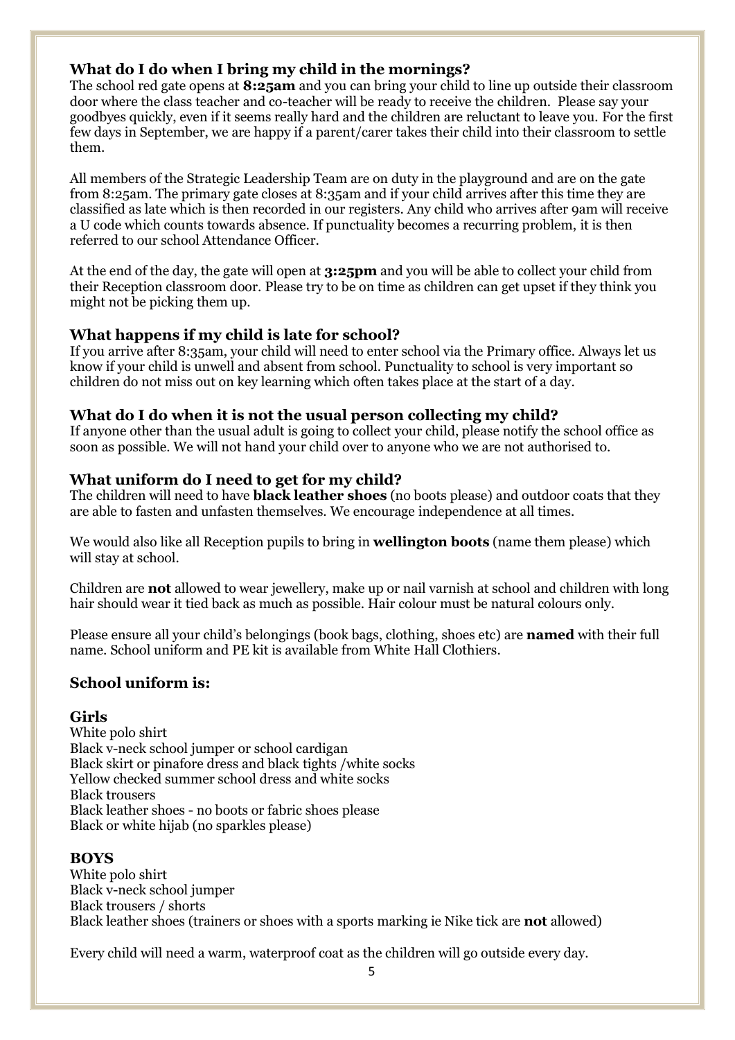### What do I do when I bring my child in the mornings?

The school red gate opens at **8:25am** and you can bring your child to line up outside their classroom door where the class teacher and co-teacher will be ready to receive the children. Please say your goodbyes quickly, even if it seems really hard and the children are reluctant to leave you. For the first few days in September, we are happy if a parent/carer takes their child into their classroom to settle them.

All members of the Strategic Leadership Team are on duty in the playground and are on the gate from 8:25am. The primary gate closes at 8:35am and if your child arrives after this time they are classified as late which is then recorded in our registers. Any child who arrives after 9am will receive a U code which counts towards absence. If punctuality becomes a recurring problem, it is then referred to our school Attendance Officer.

At the end of the day, the gate will open at **3:25pm** and you will be able to collect your child from their Reception classroom door. Please try to be on time as children can get upset if they think you might not be picking them up.

### What happens if my child is late for school?

If you arrive after 8:35am, your child will need to enter school via the Primary office. Always let us know if your child is unwell and absent from school. Punctuality to school is very important so children do not miss out on key learning which often takes place at the start of a day.

### What do I do when it is not the usual person collecting my child?

If anyone other than the usual adult is going to collect your child, please notify the school office as soon as possible. We will not hand your child over to anyone who we are not authorised to.

### What uniform do I need to get for my child?

The children will need to have **black leather shoes** (no boots please) and outdoor coats that they are able to fasten and unfasten themselves. We encourage independence at all times.

We would also like all Reception pupils to bring in **wellington boots** (name them please) which will stay at school.

Children are **not** allowed to wear jewellery, make up or nail varnish at school and children with long hair should wear it tied back as much as possible. Hair colour must be natural colours only.

Please ensure all your child's belongings (book bags, clothing, shoes etc) are **named** with their full name. School uniform and PE kit is available from White Hall Clothiers.

### School uniform is:

### Girls

White polo shirt
Black v-neck school jumper or school cardigan
Black skirt or pinafore dress and black tights /white socks
Yellow checked summer school dress and white socks
Black trousers
Black leather shoes - no boots or fabric shoes please
Black or white hijab (no sparkles please)

### BOYS

White polo shirt
Black v-neck school jumper
Black trousers / shorts
Black leather shoes (trainers or shoes with a sports marking ie Nike tick are **not** allowed)

Every child will need a warm, waterproof coat as the children will go outside every day.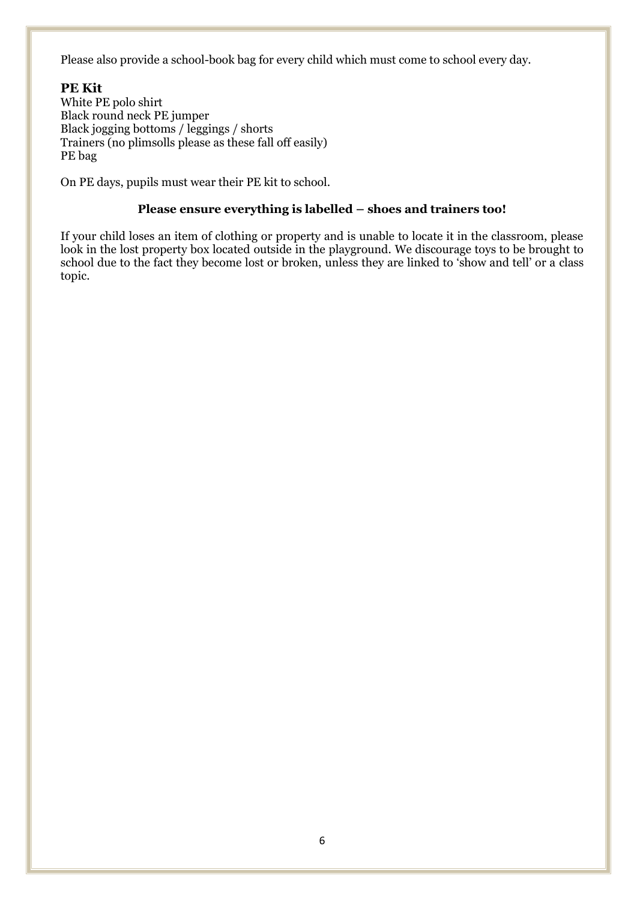Please also provide a school-book bag for every child which must come to school every day.

## PE Kit

White PE polo shirt  
Black round neck PE jumper  
Black jogging bottoms / leggings / shorts  
Trainers (no plimsolls please as these fall off easily)  
PE bag

On PE days, pupils must wear their PE kit to school.

**Please ensure everything is labelled – shoes and trainers too!**

If your child loses an item of clothing or property and is unable to locate it in the classroom, please look in the lost property box located outside in the playground. We discourage toys to be brought to school due to the fact they become lost or broken, unless they are linked to 'show and tell' or a class topic.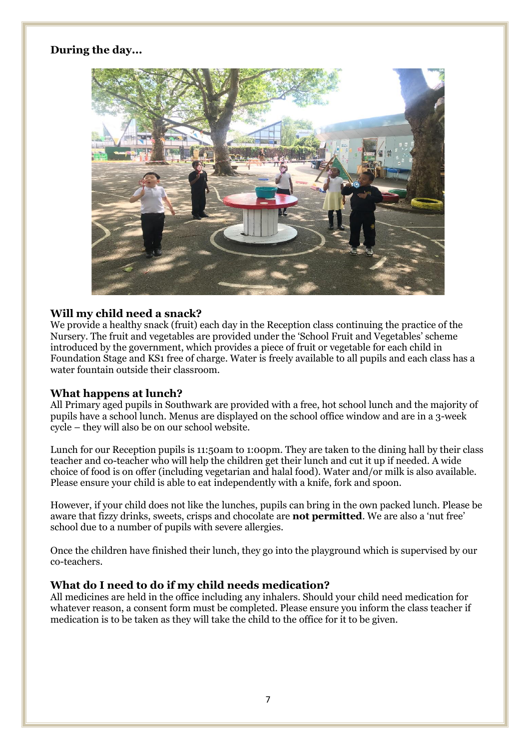**During the day…**

## Will my child need a snack?

We provide a healthy snack (fruit) each day in the Reception class continuing the practice of the Nursery. The fruit and vegetables are provided under the 'School Fruit and Vegetables' scheme introduced by the government, which provides a piece of fruit or vegetable for each child in Foundation Stage and KS1 free of charge. Water is freely available to all pupils and each class has a water fountain outside their classroom.

## What happens at lunch?

All Primary aged pupils in Southwark are provided with a free, hot school lunch and the majority of pupils have a school lunch. Menus are displayed on the school office window and are in a 3-week cycle – they will also be on our school website.

Lunch for our Reception pupils is 11:50am to 1:00pm. They are taken to the dining hall by their class teacher and co-teacher who will help the children get their lunch and cut it up if needed. A wide choice of food is on offer (including vegetarian and halal food). Water and/or milk is also available. Please ensure your child is able to eat independently with a knife, fork and spoon.

However, if your child does not like the lunches, pupils can bring in the own packed lunch. Please be aware that fizzy drinks, sweets, crisps and chocolate are **not permitted**. We are also a 'nut free' school due to a number of pupils with severe allergies.

Once the children have finished their lunch, they go into the playground which is supervised by our co-teachers.

## What do I need to do if my child needs medication?

All medicines are held in the office including any inhalers. Should your child need medication for whatever reason, a consent form must be completed. Please ensure you inform the class teacher if medication is to be taken as they will take the child to the office for it to be given.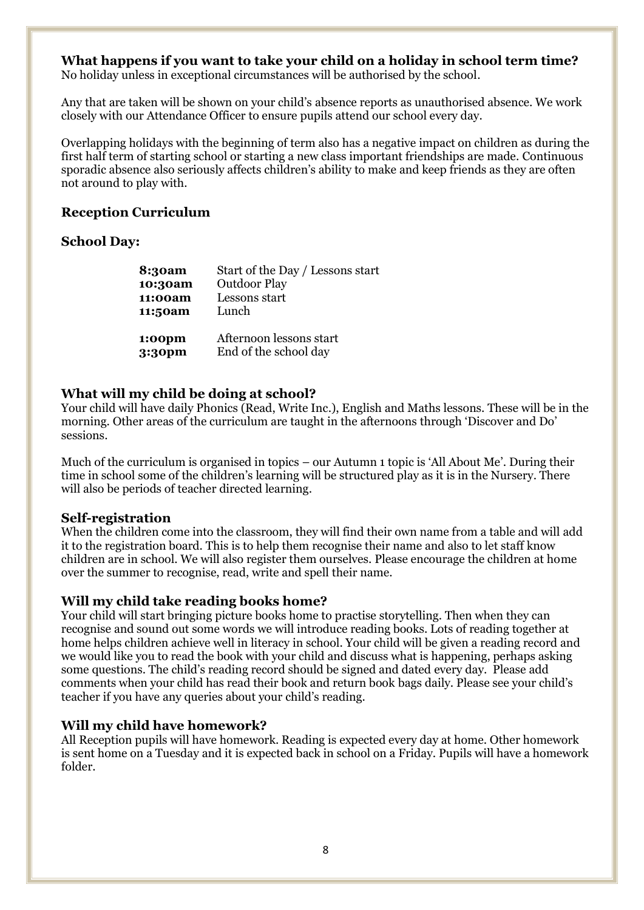### What happens if you want to take your child on a holiday in school term time?

No holiday unless in exceptional circumstances will be authorised by the school.

Any that are taken will be shown on your child's absence reports as unauthorised absence. We work closely with our Attendance Officer to ensure pupils attend our school every day.

Overlapping holidays with the beginning of term also has a negative impact on children as during the first half term of starting school or starting a new class important friendships are made. Continuous sporadic absence also seriously affects children's ability to make and keep friends as they are often not around to play with.

### Reception Curriculum

### School Day:

| | |
|---|---|
| **8:30am** | Start of the Day / Lessons start |
| **10:30am** | Outdoor Play |
| **11:00am** | Lessons start |
| **11:50am** | Lunch |
| **1:00pm** | Afternoon lessons start |
| **3:30pm** | End of the school day |

### What will my child be doing at school?

Your child will have daily Phonics (Read, Write Inc.), English and Maths lessons. These will be in the morning. Other areas of the curriculum are taught in the afternoons through 'Discover and Do' sessions.

Much of the curriculum is organised in topics – our Autumn 1 topic is 'All About Me'. During their time in school some of the children's learning will be structured play as it is in the Nursery. There will also be periods of teacher directed learning.

### Self-registration

When the children come into the classroom, they will find their own name from a table and will add it to the registration board. This is to help them recognise their name and also to let staff know children are in school. We will also register them ourselves. Please encourage the children at home over the summer to recognise, read, write and spell their name.

### Will my child take reading books home?

Your child will start bringing picture books home to practise storytelling. Then when they can recognise and sound out some words we will introduce reading books. Lots of reading together at home helps children achieve well in literacy in school. Your child will be given a reading record and we would like you to read the book with your child and discuss what is happening, perhaps asking some questions. The child's reading record should be signed and dated every day. Please add comments when your child has read their book and return book bags daily. Please see your child's teacher if you have any queries about your child's reading.

### Will my child have homework?

All Reception pupils will have homework. Reading is expected every day at home. Other homework is sent home on a Tuesday and it is expected back in school on a Friday. Pupils will have a homework folder.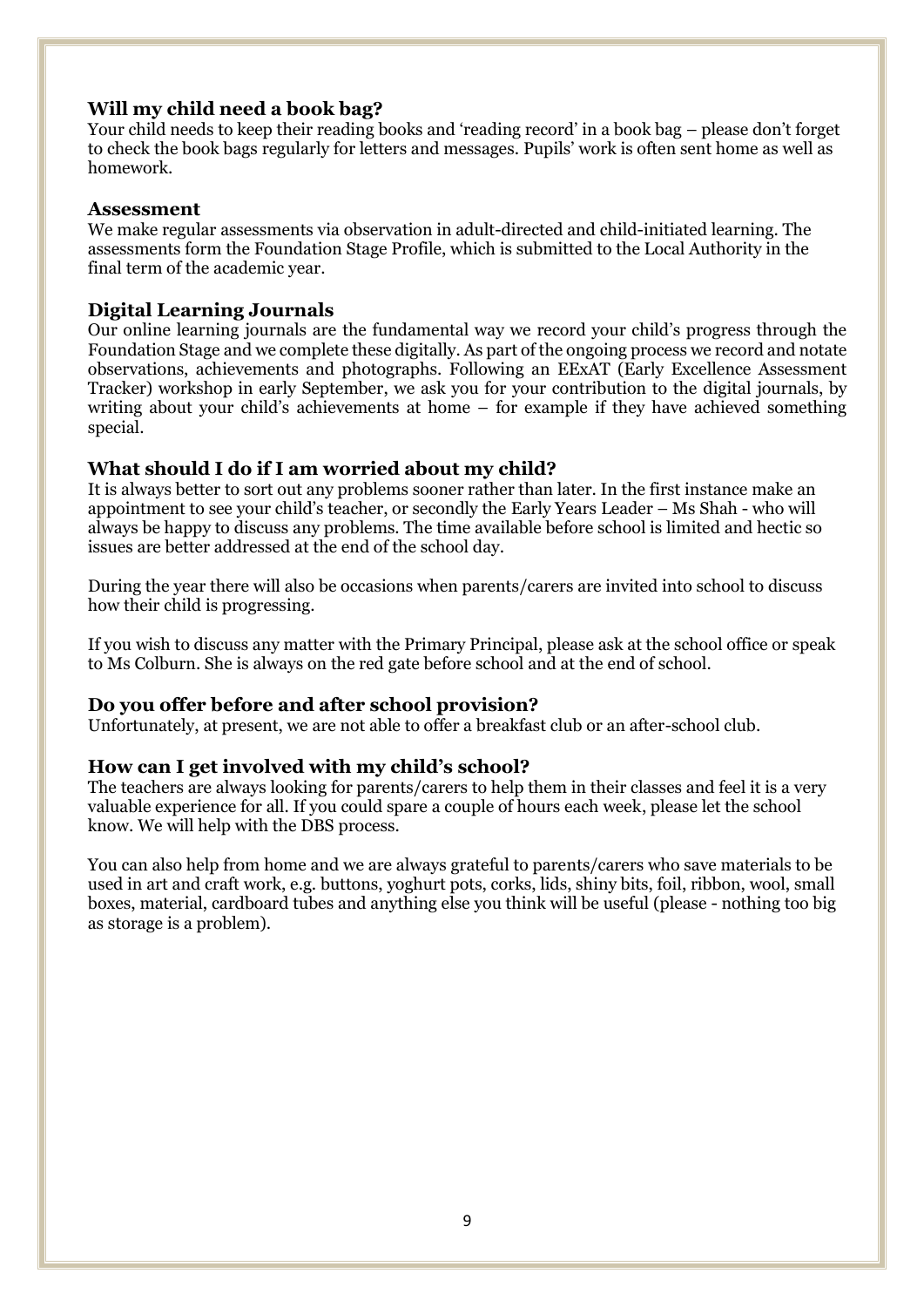## Will my child need a book bag?

Your child needs to keep their reading books and 'reading record' in a book bag – please don't forget to check the book bags regularly for letters and messages. Pupils' work is often sent home as well as homework.

## Assessment

We make regular assessments via observation in adult-directed and child-initiated learning. The assessments form the Foundation Stage Profile, which is submitted to the Local Authority in the final term of the academic year.

## Digital Learning Journals

Our online learning journals are the fundamental way we record your child's progress through the Foundation Stage and we complete these digitally. As part of the ongoing process we record and notate observations, achievements and photographs. Following an EExAT (Early Excellence Assessment Tracker) workshop in early September, we ask you for your contribution to the digital journals, by writing about your child's achievements at home – for example if they have achieved something special.

## What should I do if I am worried about my child?

It is always better to sort out any problems sooner rather than later. In the first instance make an appointment to see your child's teacher, or secondly the Early Years Leader – Ms Shah - who will always be happy to discuss any problems. The time available before school is limited and hectic so issues are better addressed at the end of the school day.

During the year there will also be occasions when parents/carers are invited into school to discuss how their child is progressing.

If you wish to discuss any matter with the Primary Principal, please ask at the school office or speak to Ms Colburn. She is always on the red gate before school and at the end of school.

## Do you offer before and after school provision?

Unfortunately, at present, we are not able to offer a breakfast club or an after-school club.

## How can I get involved with my child's school?

The teachers are always looking for parents/carers to help them in their classes and feel it is a very valuable experience for all. If you could spare a couple of hours each week, please let the school know. We will help with the DBS process.

You can also help from home and we are always grateful to parents/carers who save materials to be used in art and craft work, e.g. buttons, yoghurt pots, corks, lids, shiny bits, foil, ribbon, wool, small boxes, material, cardboard tubes and anything else you think will be useful (please - nothing too big as storage is a problem).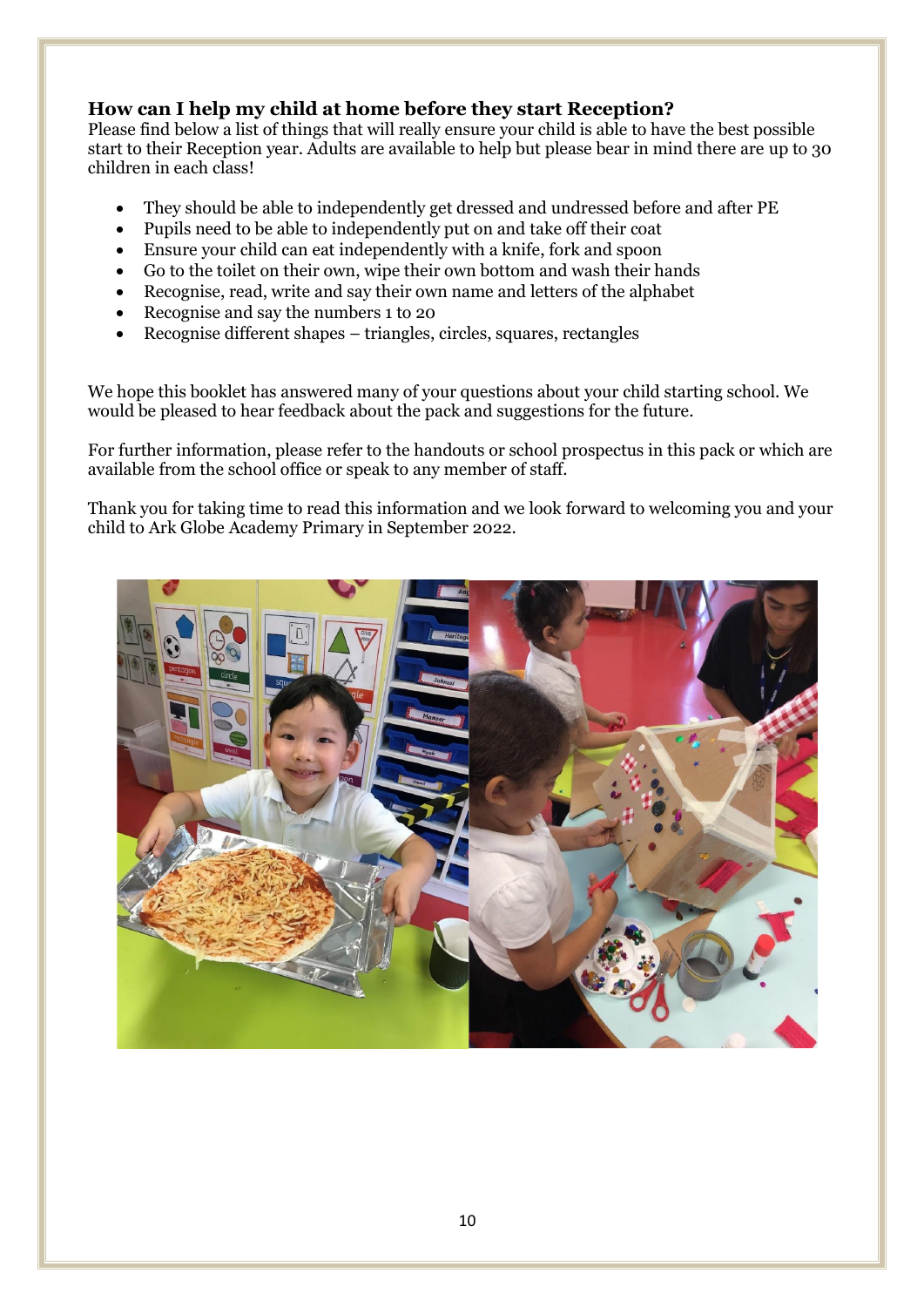## How can I help my child at home before they start Reception?

Please find below a list of things that will really ensure your child is able to have the best possible start to their Reception year. Adults are available to help but please bear in mind there are up to 30 children in each class!

- They should be able to independently get dressed and undressed before and after PE
- Pupils need to be able to independently put on and take off their coat
- Ensure your child can eat independently with a knife, fork and spoon
- Go to the toilet on their own, wipe their own bottom and wash their hands
- Recognise, read, write and say their own name and letters of the alphabet
- Recognise and say the numbers 1 to 20
- Recognise different shapes – triangles, circles, squares, rectangles

We hope this booklet has answered many of your questions about your child starting school. We would be pleased to hear feedback about the pack and suggestions for the future.

For further information, please refer to the handouts or school prospectus in this pack or which are available from the school office or speak to any member of staff.

Thank you for taking time to read this information and we look forward to welcoming you and your child to Ark Globe Academy Primary in September 2022.